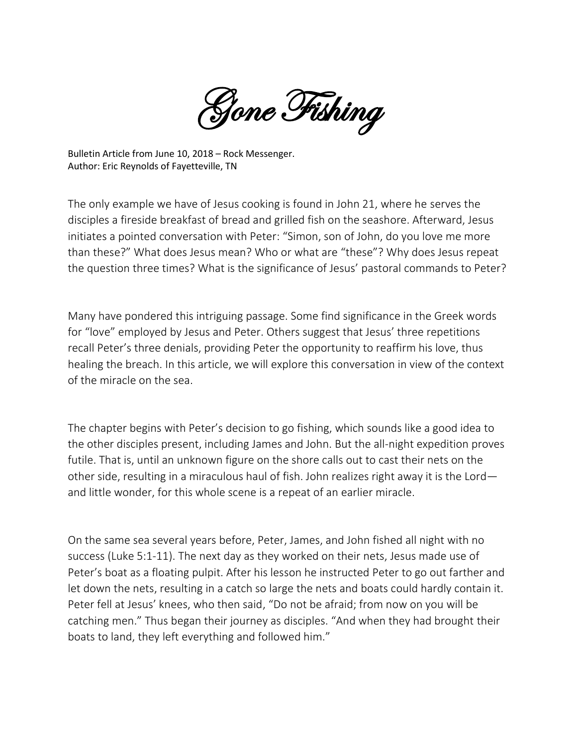# Gone Fishing

Bulletin Article from June 10, 2018 – Rock Messenger.
Author: Eric Reynolds of Fayetteville, TN

The only example we have of Jesus cooking is found in John 21, where he serves the disciples a fireside breakfast of bread and grilled fish on the seashore. Afterward, Jesus initiates a pointed conversation with Peter: "Simon, son of John, do you love me more than these?" What does Jesus mean? Who or what are "these"? Why does Jesus repeat the question three times? What is the significance of Jesus' pastoral commands to Peter?

Many have pondered this intriguing passage. Some find significance in the Greek words for "love" employed by Jesus and Peter. Others suggest that Jesus' three repetitions recall Peter's three denials, providing Peter the opportunity to reaffirm his love, thus healing the breach. In this article, we will explore this conversation in view of the context of the miracle on the sea.

The chapter begins with Peter's decision to go fishing, which sounds like a good idea to the other disciples present, including James and John. But the all-night expedition proves futile. That is, until an unknown figure on the shore calls out to cast their nets on the other side, resulting in a miraculous haul of fish. John realizes right away it is the Lord—and little wonder, for this whole scene is a repeat of an earlier miracle.

On the same sea several years before, Peter, James, and John fished all night with no success (Luke 5:1-11). The next day as they worked on their nets, Jesus made use of Peter's boat as a floating pulpit. After his lesson he instructed Peter to go out farther and let down the nets, resulting in a catch so large the nets and boats could hardly contain it. Peter fell at Jesus' knees, who then said, "Do not be afraid; from now on you will be catching men." Thus began their journey as disciples. "And when they had brought their boats to land, they left everything and followed him."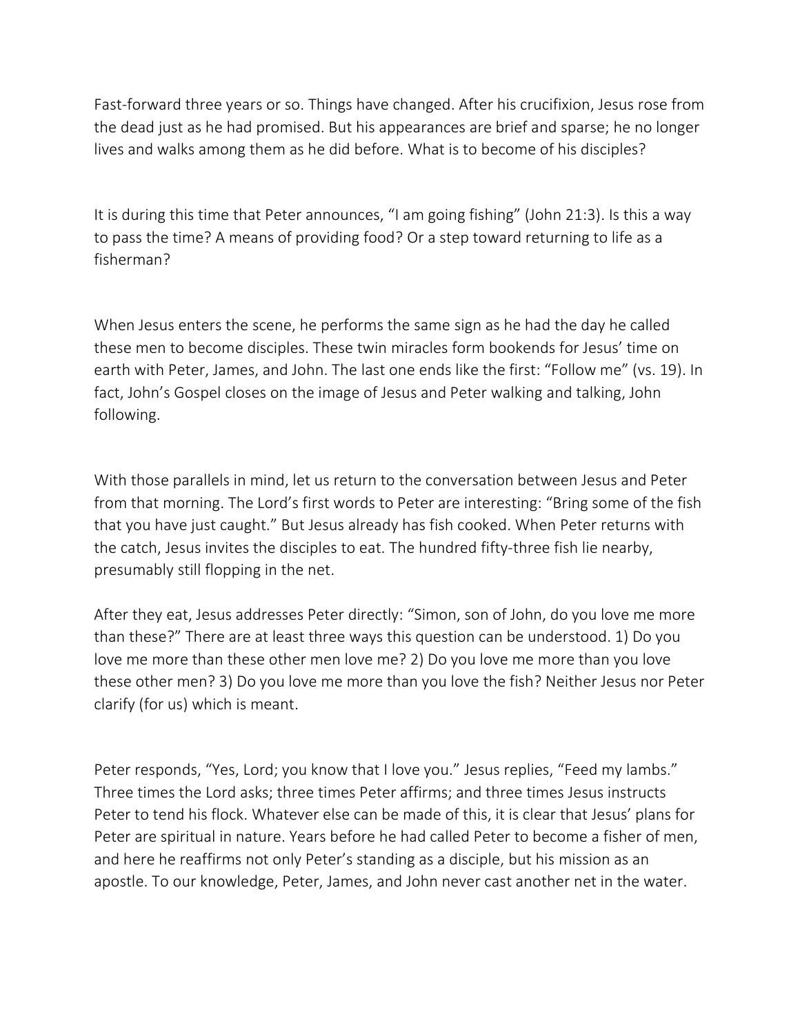Fast-forward three years or so. Things have changed. After his crucifixion, Jesus rose from the dead just as he had promised. But his appearances are brief and sparse; he no longer lives and walks among them as he did before. What is to become of his disciples?

It is during this time that Peter announces, “I am going fishing” (John 21:3). Is this a way to pass the time? A means of providing food? Or a step toward returning to life as a fisherman?

When Jesus enters the scene, he performs the same sign as he had the day he called these men to become disciples. These twin miracles form bookends for Jesus’ time on earth with Peter, James, and John. The last one ends like the first: “Follow me” (vs. 19). In fact, John’s Gospel closes on the image of Jesus and Peter walking and talking, John following.

With those parallels in mind, let us return to the conversation between Jesus and Peter from that morning. The Lord’s first words to Peter are interesting: “Bring some of the fish that you have just caught.” But Jesus already has fish cooked. When Peter returns with the catch, Jesus invites the disciples to eat. The hundred fifty-three fish lie nearby, presumably still flopping in the net.

After they eat, Jesus addresses Peter directly: “Simon, son of John, do you love me more than these?” There are at least three ways this question can be understood. 1) Do you love me more than these other men love me? 2) Do you love me more than you love these other men? 3) Do you love me more than you love the fish? Neither Jesus nor Peter clarify (for us) which is meant.

Peter responds, “Yes, Lord; you know that I love you.” Jesus replies, “Feed my lambs.” Three times the Lord asks; three times Peter affirms; and three times Jesus instructs Peter to tend his flock. Whatever else can be made of this, it is clear that Jesus’ plans for Peter are spiritual in nature. Years before he had called Peter to become a fisher of men, and here he reaffirms not only Peter’s standing as a disciple, but his mission as an apostle. To our knowledge, Peter, James, and John never cast another net in the water.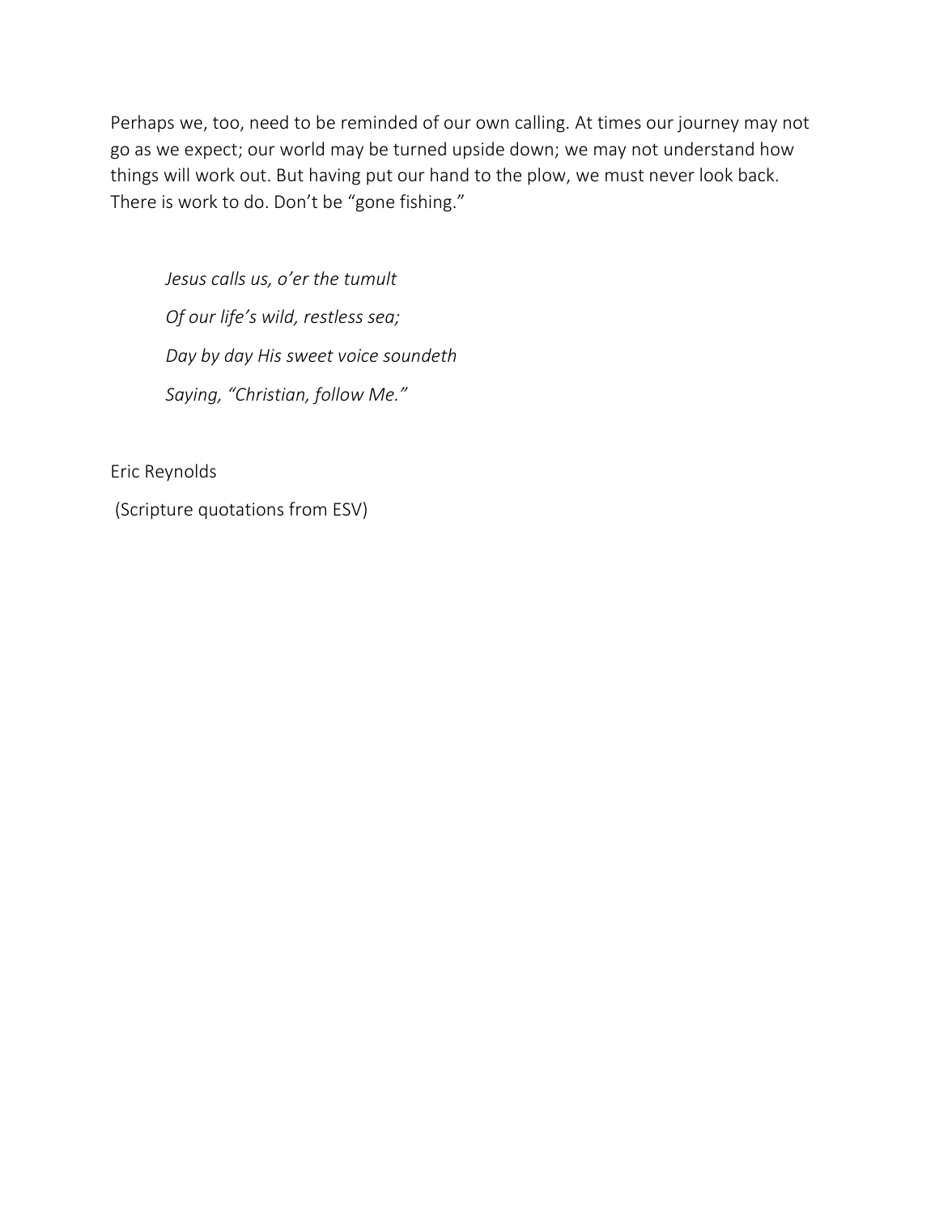Perhaps we, too, need to be reminded of our own calling. At times our journey may not go as we expect; our world may be turned upside down; we may not understand how things will work out. But having put our hand to the plow, we must never look back. There is work to do. Don't be "gone fishing."

> *Jesus calls us, o'er the tumult*
>
> *Of our life's wild, restless sea;*
>
> *Day by day His sweet voice soundeth*
>
> *Saying, "Christian, follow Me."*

Eric Reynolds

(Scripture quotations from ESV)